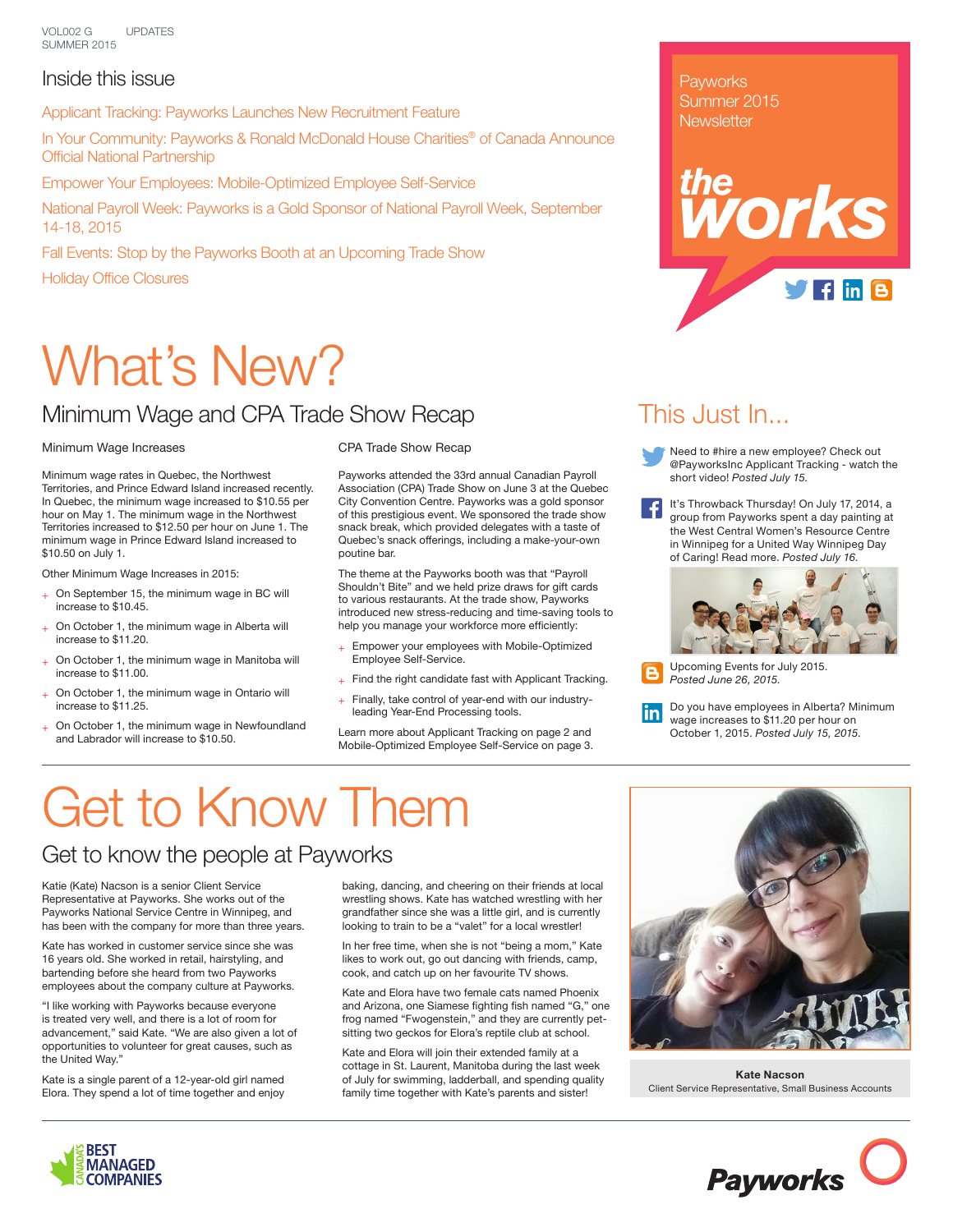VOL002 G UPDATES
SUMMER 2015

## Inside this issue

Applicant Tracking: Payworks Launches New Recruitment Feature

In Your Community: Payworks & Ronald McDonald House Charities® of Canada Announce Official National Partnership

Empower Your Employees: Mobile-Optimized Employee Self-Service

National Payroll Week: Payworks is a Gold Sponsor of National Payroll Week, September 14-18, 2015

Fall Events: Stop by the Payworks Booth at an Upcoming Trade Show

Holiday Office Closures

Payworks Summer 2015 Newsletter

**the works**

# What's New?

## Minimum Wage and CPA Trade Show Recap

### Minimum Wage Increases

Minimum wage rates in Quebec, the Northwest Territories, and Prince Edward Island increased recently. In Quebec, the minimum wage increased to $10.55 per hour on May 1. The minimum wage in the Northwest Territories increased to $12.50 per hour on June 1. The minimum wage in Prince Edward Island increased to $10.50 on July 1.

Other Minimum Wage Increases in 2015:

- On September 15, the minimum wage in BC will increase to $10.45.
- On October 1, the minimum wage in Alberta will increase to $11.20.
- On October 1, the minimum wage in Manitoba will increase to $11.00.
- On October 1, the minimum wage in Ontario will increase to $11.25.
- On October 1, the minimum wage in Newfoundland and Labrador will increase to $10.50.

### CPA Trade Show Recap

Payworks attended the 33rd annual Canadian Payroll Association (CPA) Trade Show on June 3 at the Quebec City Convention Centre. Payworks was a gold sponsor of this prestigious event. We sponsored the trade show snack break, which provided delegates with a taste of Quebec's snack offerings, including a make-your-own poutine bar.

The theme at the Payworks booth was that "Payroll Shouldn't Bite" and we held prize draws for gift cards to various restaurants. At the trade show, Payworks introduced new stress-reducing and time-saving tools to help you manage your workforce more efficiently:

- Empower your employees with Mobile-Optimized Employee Self-Service.
- Find the right candidate fast with Applicant Tracking.
- Finally, take control of year-end with our industry-leading Year-End Processing tools.

Learn more about Applicant Tracking on page 2 and Mobile-Optimized Employee Self-Service on page 3.

## This Just In...

Need to #hire a new employee? Check out @PayworksInc Applicant Tracking - watch the short video! *Posted July 15.*

It's Throwback Thursday! On July 17, 2014, a group from Payworks spent a day painting at the West Central Women's Resource Centre in Winnipeg for a United Way Winnipeg Day of Caring! Read more. *Posted July 16.*

Upcoming Events for July 2015. *Posted June 26, 2015.*

Do you have employees in Alberta? Minimum wage increases to $11.20 per hour on October 1, 2015. *Posted July 15, 2015.*

# Get to Know Them

## Get to know the people at Payworks

Katie (Kate) Nacson is a senior Client Service Representative at Payworks. She works out of the Payworks National Service Centre in Winnipeg, and has been with the company for more than three years.

Kate has worked in customer service since she was 16 years old. She worked in retail, hairstyling, and bartending before she heard from two Payworks employees about the company culture at Payworks.

"I like working with Payworks because everyone is treated very well, and there is a lot of room for advancement," said Kate. "We are also given a lot of opportunities to volunteer for great causes, such as the United Way."

Kate is a single parent of a 12-year-old girl named Elora. They spend a lot of time together and enjoy baking, dancing, and cheering on their friends at local wrestling shows. Kate has watched wrestling with her grandfather since she was a little girl, and is currently looking to train to be a "valet" for a local wrestler!

In her free time, when she is not "being a mom," Kate likes to work out, go out dancing with friends, camp, cook, and catch up on her favourite TV shows.

Kate and Elora have two female cats named Phoenix and Arizona, one Siamese fighting fish named "G," one frog named "Fwogenstein," and they are currently pet-sitting two geckos for Elora's reptile club at school.

Kate and Elora will join their extended family at a cottage in St. Laurent, Manitoba during the last week of July for swimming, ladderball, and spending quality family time together with Kate's parents and sister!

**Kate Nacson**
Client Service Representative, Small Business Accounts

CANADA'S BEST MANAGED COMPANIES

Payworks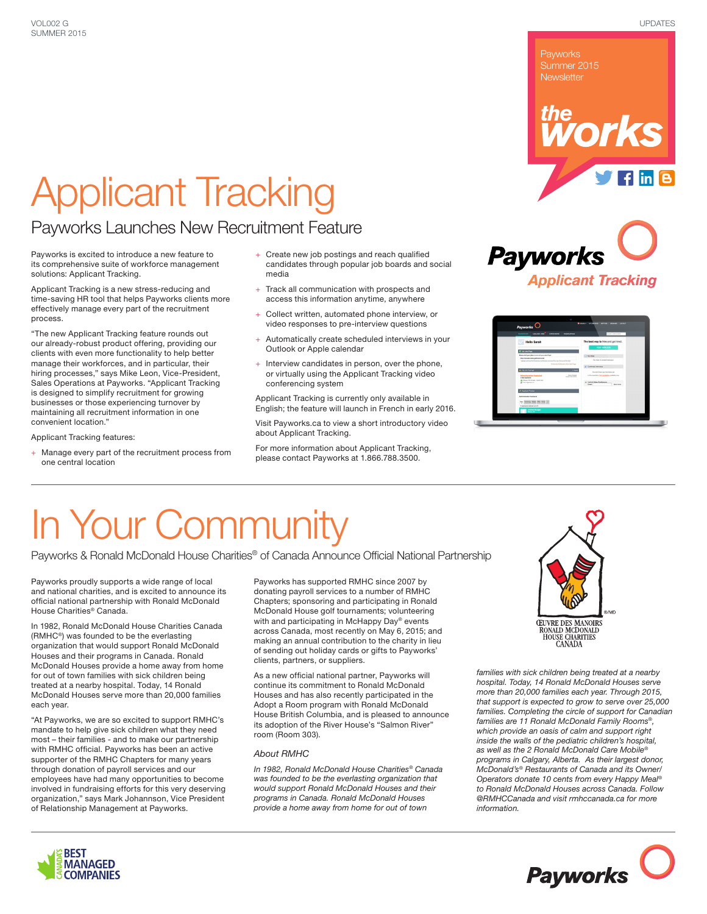# Applicant Tracking

## Payworks Launches New Recruitment Feature

Payworks is excited to introduce a new feature to its comprehensive suite of workforce management solutions: Applicant Tracking.

Applicant Tracking is a new stress-reducing and time-saving HR tool that helps Payworks clients more effectively manage every part of the recruitment process.

"The new Applicant Tracking feature rounds out our already-robust product offering, providing our clients with even more functionality to help better manage their workforces, and in particular, their hiring processes," says Mike Leon, Vice-President, Sales Operations at Payworks. "Applicant Tracking is designed to simplify recruitment for growing businesses or those experiencing turnover by maintaining all recruitment information in one convenient location."

Applicant Tracking features:

- Manage every part of the recruitment process from one central location
- Create new job postings and reach qualified candidates through popular job boards and social media
- Track all communication with prospects and access this information anytime, anywhere
- Collect written, automated phone interview, or video responses to pre-interview questions
- Automatically create scheduled interviews in your Outlook or Apple calendar
- Interview candidates in person, over the phone, or virtually using the Applicant Tracking video conferencing system

Applicant Tracking is currently only available in English; the feature will launch in French in early 2016.

Visit Payworks.ca to view a short introductory video about Applicant Tracking.

For more information about Applicant Tracking, please contact Payworks at 1.866.788.3500.

# In Your Community

## Payworks & Ronald McDonald House Charities® of Canada Announce Official National Partnership

Payworks proudly supports a wide range of local and national charities, and is excited to announce its official national partnership with Ronald McDonald House Charities® Canada.

In 1982, Ronald McDonald House Charities Canada (RMHC®) was founded to be the everlasting organization that would support Ronald McDonald Houses and their programs in Canada. Ronald McDonald Houses provide a home away from home for out of town families with sick children being treated at a nearby hospital. Today, 14 Ronald McDonald Houses serve more than 20,000 families each year.

"At Payworks, we are so excited to support RMHC's mandate to help give sick children what they need most – their families - and to make our partnership with RMHC official. Payworks has been an active supporter of the RMHC Chapters for many years through donation of payroll services and our employees have had many opportunities to become involved in fundraising efforts for this very deserving organization," says Mark Johannson, Vice President of Relationship Management at Payworks.

Payworks has supported RMHC since 2007 by donating payroll services to a number of RMHC Chapters; sponsoring and participating in Ronald McDonald House golf tournaments; volunteering with and participating in McHappy Day® events across Canada, most recently on May 6, 2015; and making an annual contribution to the charity in lieu of sending out holiday cards or gifts to Payworks' clients, partners, or suppliers.

As a new official national partner, Payworks will continue its commitment to Ronald McDonald Houses and has also recently participated in the Adopt a Room program with Ronald McDonald House British Columbia, and is pleased to announce its adoption of the River House's "Salmon River" room (Room 303).

### *About RMHC*

*In 1982, Ronald McDonald House Charities® Canada was founded to be the everlasting organization that would support Ronald McDonald Houses and their programs in Canada. Ronald McDonald Houses provide a home away from home for out of town families with sick children being treated at a nearby hospital. Today, 14 Ronald McDonald Houses serve more than 20,000 families each year. Through 2015, that support is expected to grow to serve over 25,000 families. Completing the circle of support for Canadian families are 11 Ronald McDonald Family Rooms®, which provide an oasis of calm and support right inside the walls of the pediatric children's hospital, as well as the 2 Ronald McDonald Care Mobile® programs in Calgary, Alberta. As their largest donor, McDonald's® Restaurants of Canada and its Owner/Operators donate 10 cents from every Happy Meal® to Ronald McDonald Houses across Canada. Follow @RMHCCanada and visit rmhccanada.ca for more information.*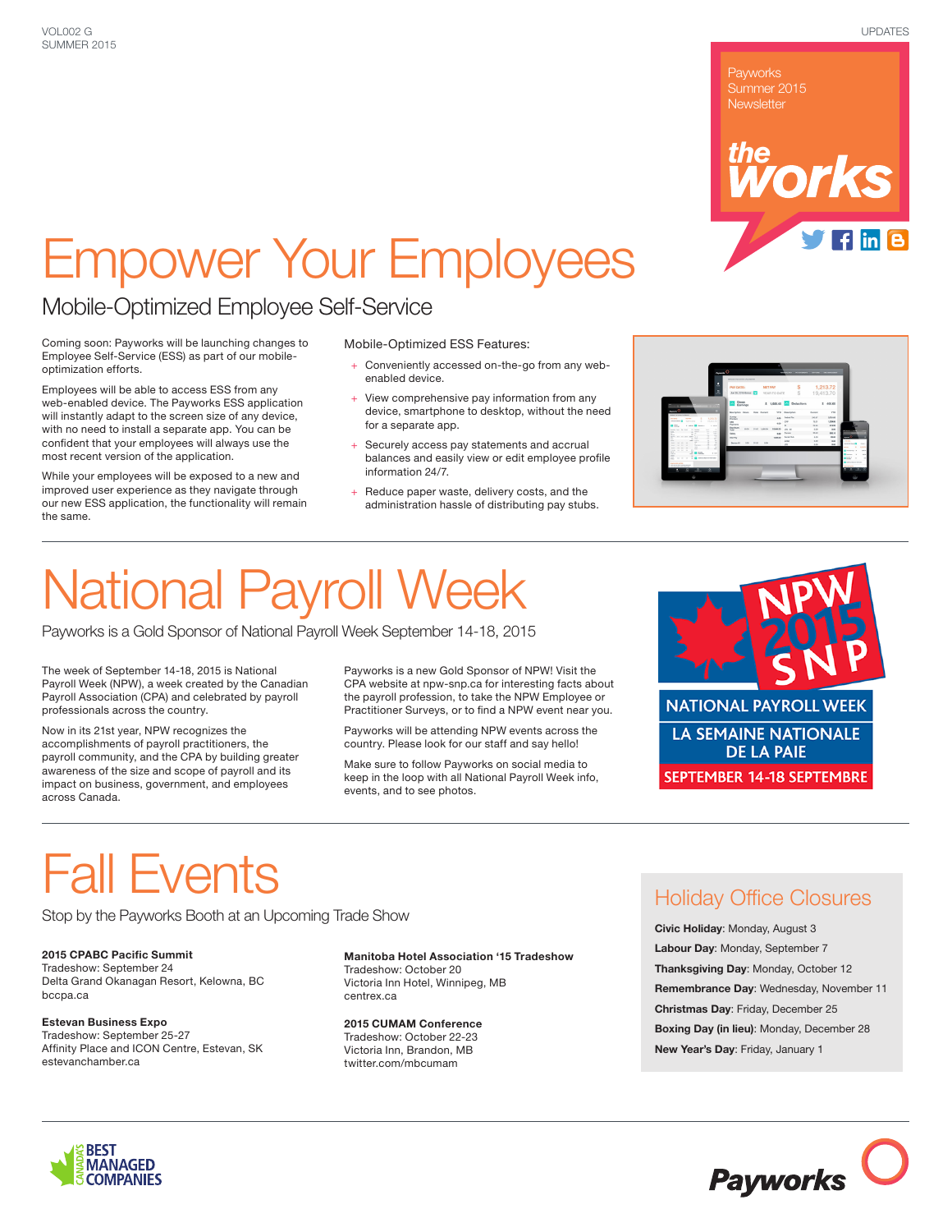VOL002 G
SUMMER 2015

UPDATES

Payworks Summer 2015 Newsletter

the works

# Empower Your Employees

## Mobile-Optimized Employee Self-Service

Coming soon: Payworks will be launching changes to Employee Self-Service (ESS) as part of our mobile-optimization efforts.

Employees will be able to access ESS from any web-enabled device. The Payworks ESS application will instantly adapt to the screen size of any device, with no need to install a separate app. You can be confident that your employees will always use the most recent version of the application.

While your employees will be exposed to a new and improved user experience as they navigate through our new ESS application, the functionality will remain the same.

Mobile-Optimized ESS Features:

- Conveniently accessed on-the-go from any web-enabled device.
- View comprehensive pay information from any device, smartphone to desktop, without the need for a separate app.
- Securely access pay statements and accrual balances and easily view or edit employee profile information 24/7.
- Reduce paper waste, delivery costs, and the administration hassle of distributing pay stubs.

# National Payroll Week

## Payworks is a Gold Sponsor of National Payroll Week September 14-18, 2015

The week of September 14-18, 2015 is National Payroll Week (NPW), a week created by the Canadian Payroll Association (CPA) and celebrated by payroll professionals across the country.

Now in its 21st year, NPW recognizes the accomplishments of payroll practitioners, the payroll community, and the CPA by building greater awareness of the size and scope of payroll and its impact on business, government, and employees across Canada.

Payworks is a new Gold Sponsor of NPW! Visit the CPA website at npw-snp.ca for interesting facts about the payroll profession, to take the NPW Employee or Practitioner Surveys, or to find a NPW event near you.

Payworks will be attending NPW events across the country. Please look for our staff and say hello!

Make sure to follow Payworks on social media to keep in the loop with all National Payroll Week info, events, and to see photos.

NPW 2015 SNP
NATIONAL PAYROLL WEEK
LA SEMAINE NATIONALE DE LA PAIE
SEPTEMBER 14-18 SEPTEMBRE

# Fall Events

## Stop by the Payworks Booth at an Upcoming Trade Show

**2015 CPABC Pacific Summit**
Tradeshow: September 24
Delta Grand Okanagan Resort, Kelowna, BC
bccpa.ca

**Estevan Business Expo**
Tradeshow: September 25-27
Affinity Place and ICON Centre, Estevan, SK
estevanchamber.ca

**Manitoba Hotel Association '15 Tradeshow**
Tradeshow: October 20
Victoria Inn Hotel, Winnipeg, MB
centrex.ca

**2015 CUMAM Conference**
Tradeshow: October 22-23
Victoria Inn, Brandon, MB
twitter.com/mbcumam

## Holiday Office Closures

**Civic Holiday**: Monday, August 3
**Labour Day**: Monday, September 7
**Thanksgiving Day**: Monday, October 12
**Remembrance Day**: Wednesday, November 11
**Christmas Day**: Friday, December 25
**Boxing Day (in lieu)**: Monday, December 28
**New Year's Day**: Friday, January 1

CANADA'S BEST MANAGED COMPANIES

Payworks